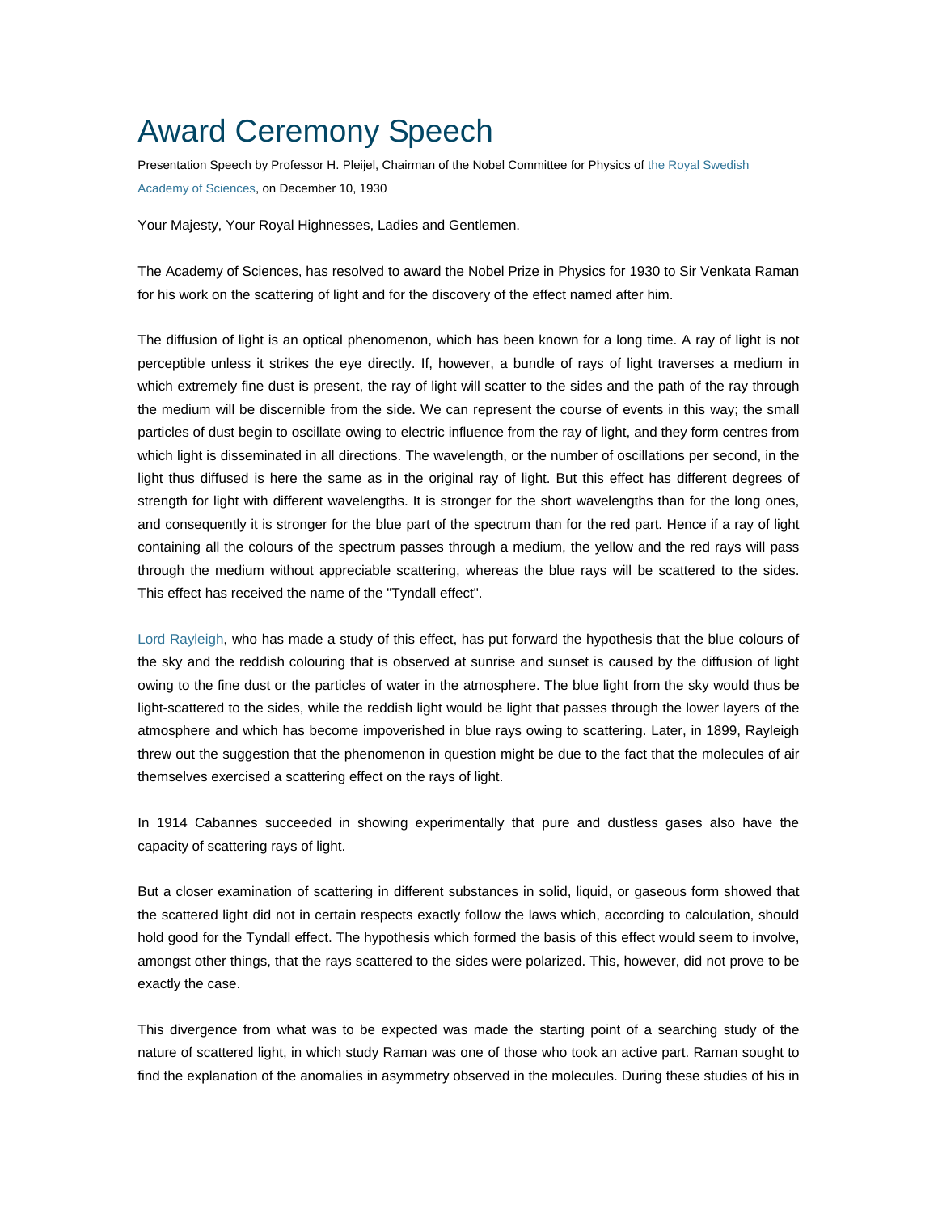# Award Ceremony Speech

Presentation Speech by Professor H. Pleijel, Chairman of the Nobel Committee for Physics of the Royal Swedish Academy of Sciences, on December 10, 1930

Your Majesty, Your Royal Highnesses, Ladies and Gentlemen.

The Academy of Sciences, has resolved to award the Nobel Prize in Physics for 1930 to Sir Venkata Raman for his work on the scattering of light and for the discovery of the effect named after him.

The diffusion of light is an optical phenomenon, which has been known for a long time. A ray of light is not perceptible unless it strikes the eye directly. If, however, a bundle of rays of light traverses a medium in which extremely fine dust is present, the ray of light will scatter to the sides and the path of the ray through the medium will be discernible from the side. We can represent the course of events in this way; the small particles of dust begin to oscillate owing to electric influence from the ray of light, and they form centres from which light is disseminated in all directions. The wavelength, or the number of oscillations per second, in the light thus diffused is here the same as in the original ray of light. But this effect has different degrees of strength for light with different wavelengths. It is stronger for the short wavelengths than for the long ones, and consequently it is stronger for the blue part of the spectrum than for the red part. Hence if a ray of light containing all the colours of the spectrum passes through a medium, the yellow and the red rays will pass through the medium without appreciable scattering, whereas the blue rays will be scattered to the sides. This effect has received the name of the "Tyndall effect".

Lord Rayleigh, who has made a study of this effect, has put forward the hypothesis that the blue colours of the sky and the reddish colouring that is observed at sunrise and sunset is caused by the diffusion of light owing to the fine dust or the particles of water in the atmosphere. The blue light from the sky would thus be light-scattered to the sides, while the reddish light would be light that passes through the lower layers of the atmosphere and which has become impoverished in blue rays owing to scattering. Later, in 1899, Rayleigh threw out the suggestion that the phenomenon in question might be due to the fact that the molecules of air themselves exercised a scattering effect on the rays of light.

In 1914 Cabannes succeeded in showing experimentally that pure and dustless gases also have the capacity of scattering rays of light.

But a closer examination of scattering in different substances in solid, liquid, or gaseous form showed that the scattered light did not in certain respects exactly follow the laws which, according to calculation, should hold good for the Tyndall effect. The hypothesis which formed the basis of this effect would seem to involve, amongst other things, that the rays scattered to the sides were polarized. This, however, did not prove to be exactly the case.

This divergence from what was to be expected was made the starting point of a searching study of the nature of scattered light, in which study Raman was one of those who took an active part. Raman sought to find the explanation of the anomalies in asymmetry observed in the molecules. During these studies of his in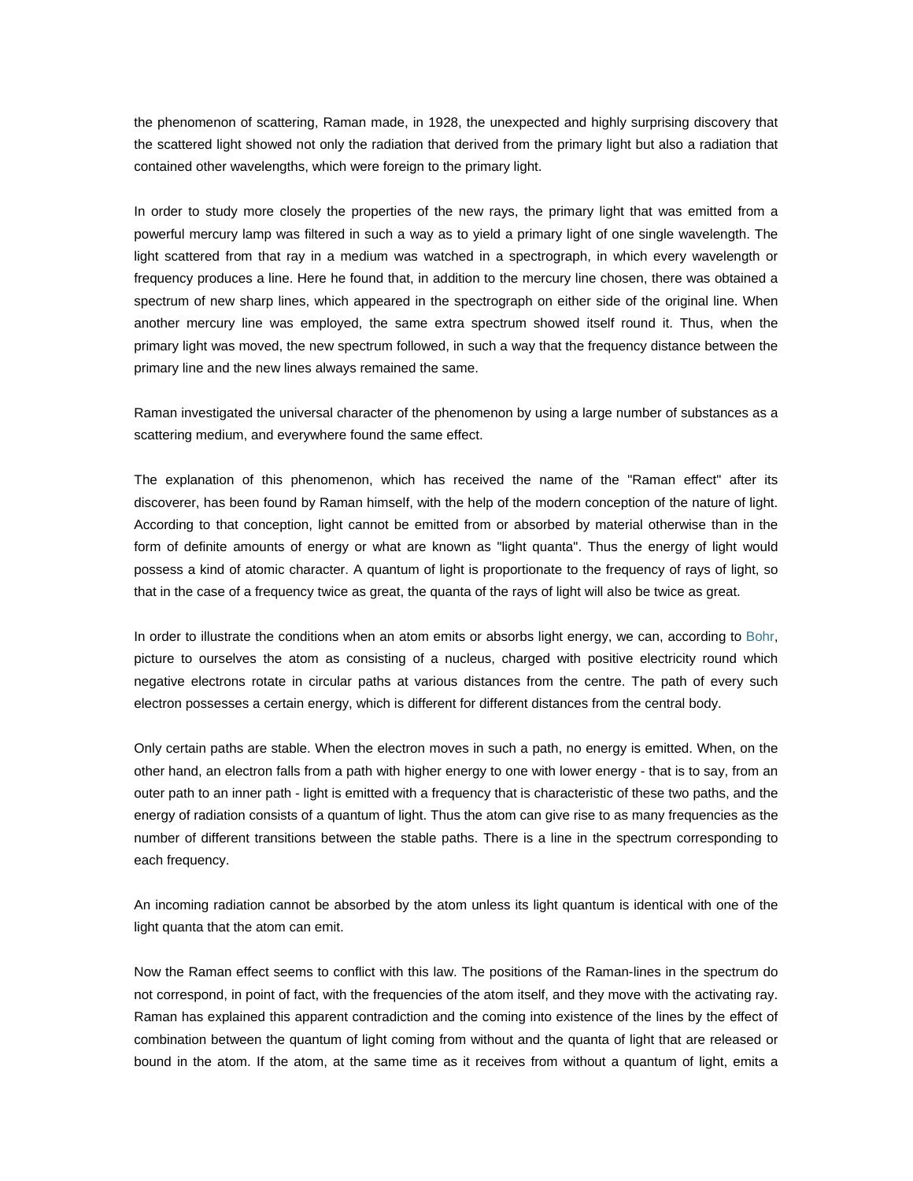the phenomenon of scattering, Raman made, in 1928, the unexpected and highly surprising discovery that the scattered light showed not only the radiation that derived from the primary light but also a radiation that contained other wavelengths, which were foreign to the primary light.

In order to study more closely the properties of the new rays, the primary light that was emitted from a powerful mercury lamp was filtered in such a way as to yield a primary light of one single wavelength. The light scattered from that ray in a medium was watched in a spectrograph, in which every wavelength or frequency produces a line. Here he found that, in addition to the mercury line chosen, there was obtained a spectrum of new sharp lines, which appeared in the spectrograph on either side of the original line. When another mercury line was employed, the same extra spectrum showed itself round it. Thus, when the primary light was moved, the new spectrum followed, in such a way that the frequency distance between the primary line and the new lines always remained the same.

Raman investigated the universal character of the phenomenon by using a large number of substances as a scattering medium, and everywhere found the same effect.

The explanation of this phenomenon, which has received the name of the "Raman effect" after its discoverer, has been found by Raman himself, with the help of the modern conception of the nature of light. According to that conception, light cannot be emitted from or absorbed by material otherwise than in the form of definite amounts of energy or what are known as "light quanta". Thus the energy of light would possess a kind of atomic character. A quantum of light is proportionate to the frequency of rays of light, so that in the case of a frequency twice as great, the quanta of the rays of light will also be twice as great.

In order to illustrate the conditions when an atom emits or absorbs light energy, we can, according to Bohr, picture to ourselves the atom as consisting of a nucleus, charged with positive electricity round which negative electrons rotate in circular paths at various distances from the centre. The path of every such electron possesses a certain energy, which is different for different distances from the central body.

Only certain paths are stable. When the electron moves in such a path, no energy is emitted. When, on the other hand, an electron falls from a path with higher energy to one with lower energy - that is to say, from an outer path to an inner path - light is emitted with a frequency that is characteristic of these two paths, and the energy of radiation consists of a quantum of light. Thus the atom can give rise to as many frequencies as the number of different transitions between the stable paths. There is a line in the spectrum corresponding to each frequency.

An incoming radiation cannot be absorbed by the atom unless its light quantum is identical with one of the light quanta that the atom can emit.

Now the Raman effect seems to conflict with this law. The positions of the Raman-lines in the spectrum do not correspond, in point of fact, with the frequencies of the atom itself, and they move with the activating ray. Raman has explained this apparent contradiction and the coming into existence of the lines by the effect of combination between the quantum of light coming from without and the quanta of light that are released or bound in the atom. If the atom, at the same time as it receives from without a quantum of light, emits a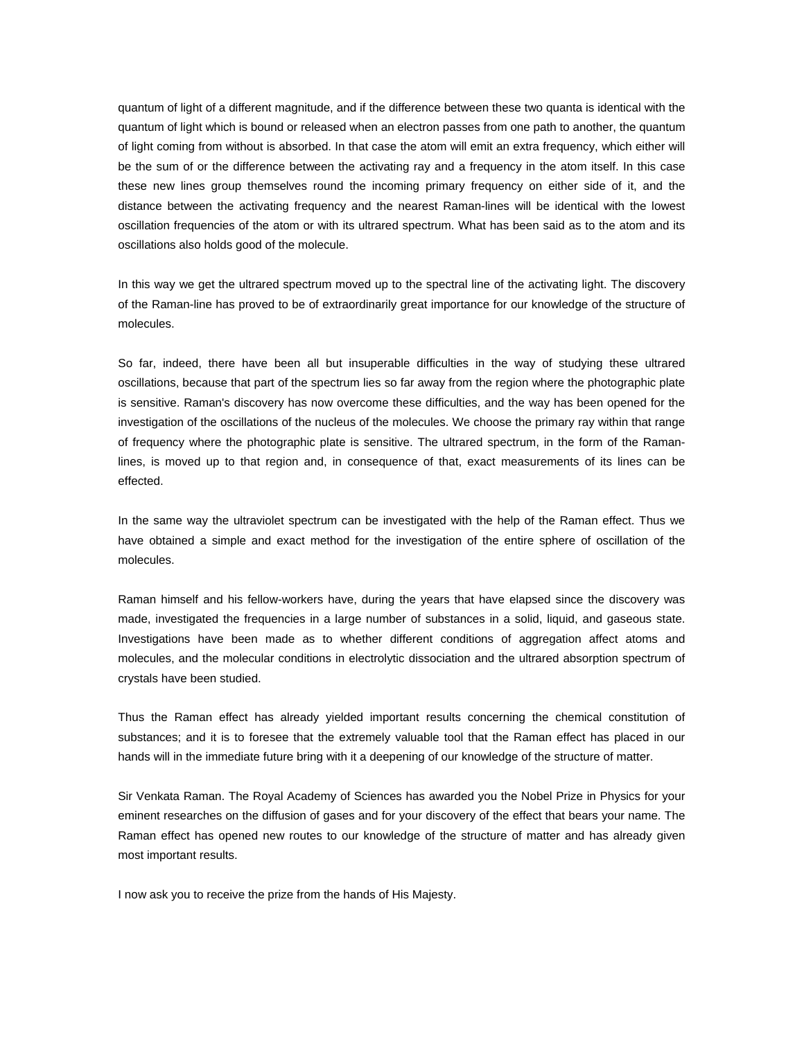quantum of light of a different magnitude, and if the difference between these two quanta is identical with the quantum of light which is bound or released when an electron passes from one path to another, the quantum of light coming from without is absorbed. In that case the atom will emit an extra frequency, which either will be the sum of or the difference between the activating ray and a frequency in the atom itself. In this case these new lines group themselves round the incoming primary frequency on either side of it, and the distance between the activating frequency and the nearest Raman-lines will be identical with the lowest oscillation frequencies of the atom or with its ultrared spectrum. What has been said as to the atom and its oscillations also holds good of the molecule.

In this way we get the ultrared spectrum moved up to the spectral line of the activating light. The discovery of the Raman-line has proved to be of extraordinarily great importance for our knowledge of the structure of molecules.

So far, indeed, there have been all but insuperable difficulties in the way of studying these ultrared oscillations, because that part of the spectrum lies so far away from the region where the photographic plate is sensitive. Raman's discovery has now overcome these difficulties, and the way has been opened for the investigation of the oscillations of the nucleus of the molecules. We choose the primary ray within that range of frequency where the photographic plate is sensitive. The ultrared spectrum, in the form of the Raman-lines, is moved up to that region and, in consequence of that, exact measurements of its lines can be effected.

In the same way the ultraviolet spectrum can be investigated with the help of the Raman effect. Thus we have obtained a simple and exact method for the investigation of the entire sphere of oscillation of the molecules.

Raman himself and his fellow-workers have, during the years that have elapsed since the discovery was made, investigated the frequencies in a large number of substances in a solid, liquid, and gaseous state. Investigations have been made as to whether different conditions of aggregation affect atoms and molecules, and the molecular conditions in electrolytic dissociation and the ultrared absorption spectrum of crystals have been studied.

Thus the Raman effect has already yielded important results concerning the chemical constitution of substances; and it is to foresee that the extremely valuable tool that the Raman effect has placed in our hands will in the immediate future bring with it a deepening of our knowledge of the structure of matter.

Sir Venkata Raman. The Royal Academy of Sciences has awarded you the Nobel Prize in Physics for your eminent researches on the diffusion of gases and for your discovery of the effect that bears your name. The Raman effect has opened new routes to our knowledge of the structure of matter and has already given most important results.

I now ask you to receive the prize from the hands of His Majesty.